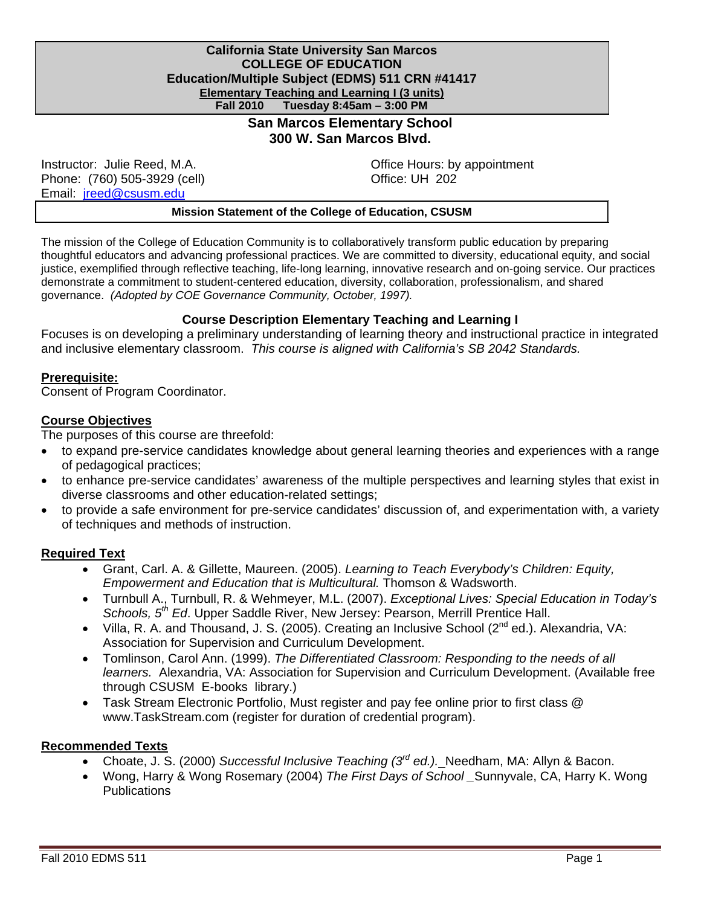**California State University San Marcos**
**COLLEGE OF EDUCATION**
**Education/Multiple Subject (EDMS) 511 CRN #41417**
**Elementary Teaching and Learning I (3 units)**
**Fall 2010 Tuesday 8:45am – 3:00 PM**

**San Marcos Elementary School**
**300 W. San Marcos Blvd.**

Instructor: Julie Reed, M.A.
Phone: (760) 505-3929 (cell)
Email: jreed@csusm.edu

Office Hours: by appointment
Office: UH 202

## Mission Statement of the College of Education, CSUSM

The mission of the College of Education Community is to collaboratively transform public education by preparing thoughtful educators and advancing professional practices. We are committed to diversity, educational equity, and social justice, exemplified through reflective teaching, life-long learning, innovative research and on-going service. Our practices demonstrate a commitment to student-centered education, diversity, collaboration, professionalism, and shared governance. *(Adopted by COE Governance Community, October, 1997).*

## Course Description Elementary Teaching and Learning I

Focuses is on developing a preliminary understanding of learning theory and instructional practice in integrated and inclusive elementary classroom. *This course is aligned with California's SB 2042 Standards.*

### Prerequisite:

Consent of Program Coordinator.

### Course Objectives

The purposes of this course are threefold:

- to expand pre-service candidates knowledge about general learning theories and experiences with a range of pedagogical practices;
- to enhance pre-service candidates' awareness of the multiple perspectives and learning styles that exist in diverse classrooms and other education-related settings;
- to provide a safe environment for pre-service candidates' discussion of, and experimentation with, a variety of techniques and methods of instruction.

### Required Text

- Grant, Carl. A. & Gillette, Maureen. (2005). *Learning to Teach Everybody's Children: Equity, Empowerment and Education that is Multicultural.* Thomson & Wadsworth.
- Turnbull A., Turnbull, R. & Wehmeyer, M.L. (2007). *Exceptional Lives: Special Education in Today's Schools, 5th Ed*. Upper Saddle River, New Jersey: Pearson, Merrill Prentice Hall.
- Villa, R. A. and Thousand, J. S. (2005). Creating an Inclusive School (2nd ed.). Alexandria, VA: Association for Supervision and Curriculum Development.
- Tomlinson, Carol Ann. (1999). *The Differentiated Classroom: Responding to the needs of all learners.* Alexandria, VA: Association for Supervision and Curriculum Development. (Available free through CSUSM E-books library.)
- Task Stream Electronic Portfolio, Must register and pay fee online prior to first class @ www.TaskStream.com (register for duration of credential program).

### Recommended Texts

- Choate, J. S. (2000) *Successful Inclusive Teaching (3rd ed.).* Needham, MA: Allyn & Bacon.
- Wong, Harry & Wong Rosemary (2004) *The First Days of School* Sunnyvale, CA, Harry K. Wong Publications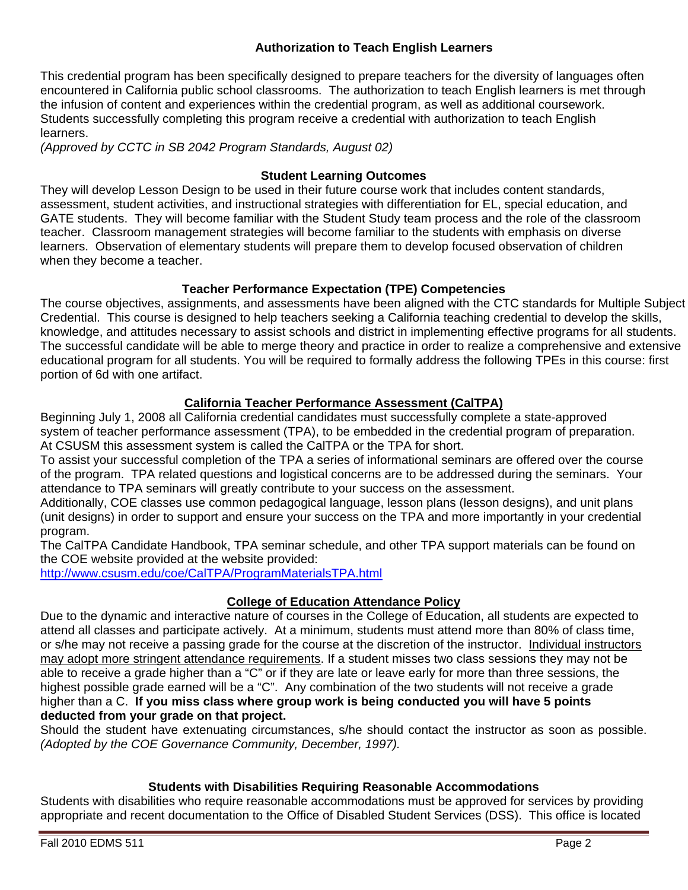## Authorization to Teach English Learners

This credential program has been specifically designed to prepare teachers for the diversity of languages often encountered in California public school classrooms. The authorization to teach English learners is met through the infusion of content and experiences within the credential program, as well as additional coursework. Students successfully completing this program receive a credential with authorization to teach English learners.
*(Approved by CCTC in SB 2042 Program Standards, August 02)*

## Student Learning Outcomes

They will develop Lesson Design to be used in their future course work that includes content standards, assessment, student activities, and instructional strategies with differentiation for EL, special education, and GATE students. They will become familiar with the Student Study team process and the role of the classroom teacher. Classroom management strategies will become familiar to the students with emphasis on diverse learners. Observation of elementary students will prepare them to develop focused observation of children when they become a teacher.

## Teacher Performance Expectation (TPE) Competencies

The course objectives, assignments, and assessments have been aligned with the CTC standards for Multiple Subject Credential. This course is designed to help teachers seeking a California teaching credential to develop the skills, knowledge, and attitudes necessary to assist schools and district in implementing effective programs for all students. The successful candidate will be able to merge theory and practice in order to realize a comprehensive and extensive educational program for all students. You will be required to formally address the following TPEs in this course: first portion of 6d with one artifact.

## California Teacher Performance Assessment (CalTPA)

Beginning July 1, 2008 all California credential candidates must successfully complete a state-approved system of teacher performance assessment (TPA), to be embedded in the credential program of preparation. At CSUSM this assessment system is called the CalTPA or the TPA for short.
To assist your successful completion of the TPA a series of informational seminars are offered over the course of the program. TPA related questions and logistical concerns are to be addressed during the seminars. Your attendance to TPA seminars will greatly contribute to your success on the assessment.
Additionally, COE classes use common pedagogical language, lesson plans (lesson designs), and unit plans (unit designs) in order to support and ensure your success on the TPA and more importantly in your credential program.
The CalTPA Candidate Handbook, TPA seminar schedule, and other TPA support materials can be found on the COE website provided at the website provided:
http://www.csusm.edu/coe/CalTPA/ProgramMaterialsTPA.html

## College of Education Attendance Policy

Due to the dynamic and interactive nature of courses in the College of Education, all students are expected to attend all classes and participate actively. At a minimum, students must attend more than 80% of class time, or s/he may not receive a passing grade for the course at the discretion of the instructor. Individual instructors may adopt more stringent attendance requirements. If a student misses two class sessions they may not be able to receive a grade higher than a "C" or if they are late or leave early for more than three sessions, the highest possible grade earned will be a "C". Any combination of the two students will not receive a grade higher than a C. **If you miss class where group work is being conducted you will have 5 points deducted from your grade on that project.**
Should the student have extenuating circumstances, s/he should contact the instructor as soon as possible. *(Adopted by the COE Governance Community, December, 1997).*

## Students with Disabilities Requiring Reasonable Accommodations

Students with disabilities who require reasonable accommodations must be approved for services by providing appropriate and recent documentation to the Office of Disabled Student Services (DSS). This office is located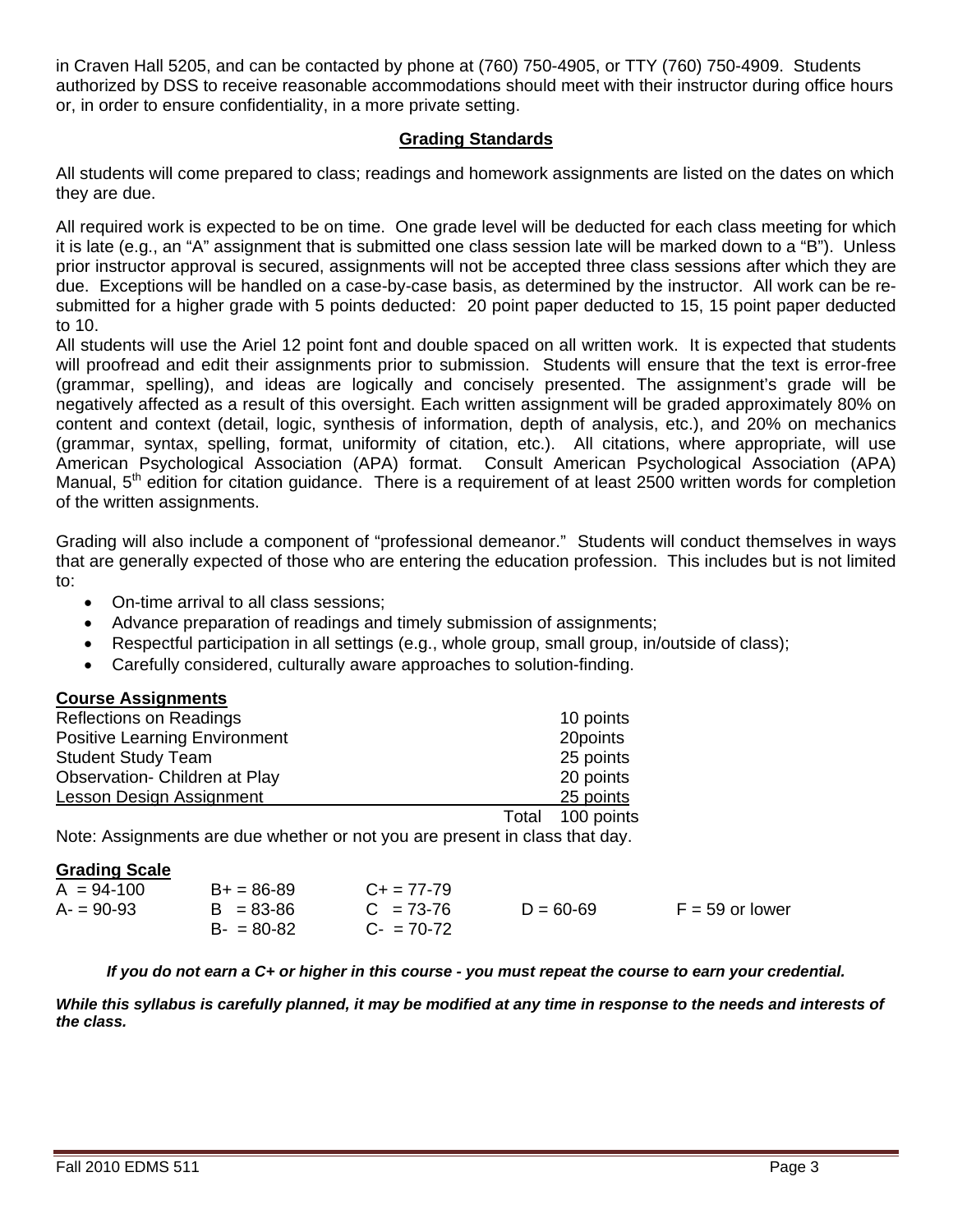in Craven Hall 5205, and can be contacted by phone at (760) 750-4905, or TTY (760) 750-4909. Students authorized by DSS to receive reasonable accommodations should meet with their instructor during office hours or, in order to ensure confidentiality, in a more private setting.

## Grading Standards

All students will come prepared to class; readings and homework assignments are listed on the dates on which they are due.

All required work is expected to be on time. One grade level will be deducted for each class meeting for which it is late (e.g., an "A" assignment that is submitted one class session late will be marked down to a "B"). Unless prior instructor approval is secured, assignments will not be accepted three class sessions after which they are due. Exceptions will be handled on a case-by-case basis, as determined by the instructor. All work can be re-submitted for a higher grade with 5 points deducted: 20 point paper deducted to 15, 15 point paper deducted to 10.

All students will use the Ariel 12 point font and double spaced on all written work. It is expected that students will proofread and edit their assignments prior to submission. Students will ensure that the text is error-free (grammar, spelling), and ideas are logically and concisely presented. The assignment's grade will be negatively affected as a result of this oversight. Each written assignment will be graded approximately 80% on content and context (detail, logic, synthesis of information, depth of analysis, etc.), and 20% on mechanics (grammar, syntax, spelling, format, uniformity of citation, etc.). All citations, where appropriate, will use American Psychological Association (APA) format. Consult American Psychological Association (APA) Manual, 5th edition for citation guidance. There is a requirement of at least 2500 written words for completion of the written assignments.

Grading will also include a component of "professional demeanor." Students will conduct themselves in ways that are generally expected of those who are entering the education profession. This includes but is not limited to:

- On-time arrival to all class sessions;
- Advance preparation of readings and timely submission of assignments;
- Respectful participation in all settings (e.g., whole group, small group, in/outside of class);
- Carefully considered, culturally aware approaches to solution-finding.

**Course Assignments**

| Assignment | Points |
|---|---|
| Reflections on Readings | 10 points |
| Positive Learning Environment | 20points |
| Student Study Team | 25 points |
| Observation- Children at Play | 20 points |
| Lesson Design Assignment | 25 points |
| Total | 100 points |

Note: Assignments are due whether or not you are present in class that day.

**Grading Scale**

| | | | | |
|---|---|---|---|---|
| A = 94-100 | B+ = 86-89 | C+ = 77-79 | | |
| A- = 90-93 | B = 83-86 | C = 73-76 | D = 60-69 | F = 59 or lower |
| | B- = 80-82 | C- = 70-72 | | |

***If you do not earn a C+ or higher in this course - you must repeat the course to earn your credential.***

***While this syllabus is carefully planned, it may be modified at any time in response to the needs and interests of the class.***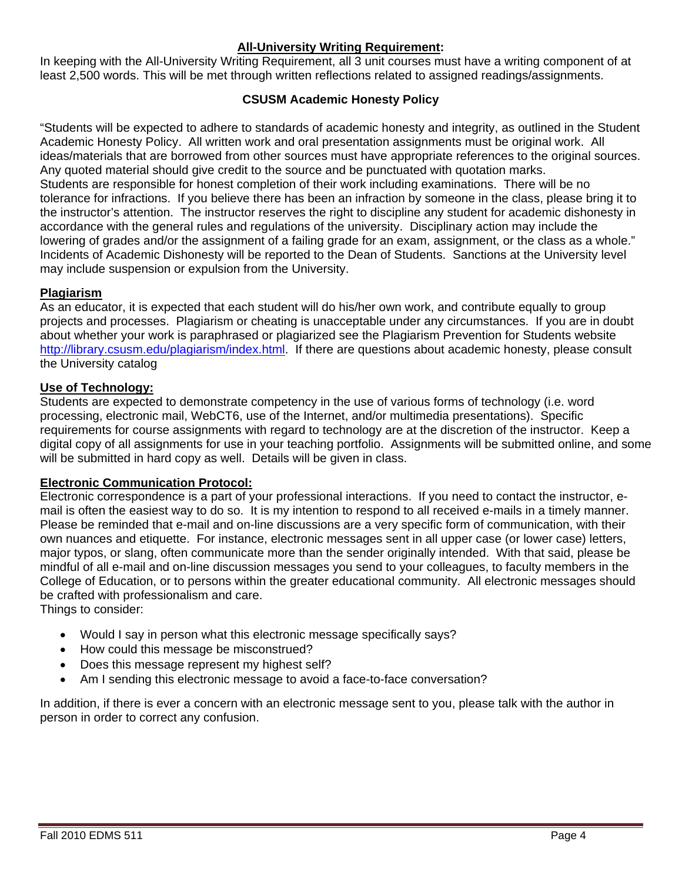**All-University Writing Requirement:**

In keeping with the All-University Writing Requirement, all 3 unit courses must have a writing component of at least 2,500 words. This will be met through written reflections related to assigned readings/assignments.

**CSUSM Academic Honesty Policy**

"Students will be expected to adhere to standards of academic honesty and integrity, as outlined in the Student Academic Honesty Policy. All written work and oral presentation assignments must be original work. All ideas/materials that are borrowed from other sources must have appropriate references to the original sources. Any quoted material should give credit to the source and be punctuated with quotation marks.
Students are responsible for honest completion of their work including examinations. There will be no tolerance for infractions. If you believe there has been an infraction by someone in the class, please bring it to the instructor's attention. The instructor reserves the right to discipline any student for academic dishonesty in accordance with the general rules and regulations of the university. Disciplinary action may include the lowering of grades and/or the assignment of a failing grade for an exam, assignment, or the class as a whole."
Incidents of Academic Dishonesty will be reported to the Dean of Students. Sanctions at the University level may include suspension or expulsion from the University.

**Plagiarism**

As an educator, it is expected that each student will do his/her own work, and contribute equally to group projects and processes. Plagiarism or cheating is unacceptable under any circumstances. If you are in doubt about whether your work is paraphrased or plagiarized see the Plagiarism Prevention for Students website http://library.csusm.edu/plagiarism/index.html. If there are questions about academic honesty, please consult the University catalog

**Use of Technology:**

Students are expected to demonstrate competency in the use of various forms of technology (i.e. word processing, electronic mail, WebCT6, use of the Internet, and/or multimedia presentations). Specific requirements for course assignments with regard to technology are at the discretion of the instructor. Keep a digital copy of all assignments for use in your teaching portfolio. Assignments will be submitted online, and some will be submitted in hard copy as well. Details will be given in class.

**Electronic Communication Protocol:**

Electronic correspondence is a part of your professional interactions. If you need to contact the instructor, e-mail is often the easiest way to do so. It is my intention to respond to all received e-mails in a timely manner. Please be reminded that e-mail and on-line discussions are a very specific form of communication, with their own nuances and etiquette. For instance, electronic messages sent in all upper case (or lower case) letters, major typos, or slang, often communicate more than the sender originally intended. With that said, please be mindful of all e-mail and on-line discussion messages you send to your colleagues, to faculty members in the College of Education, or to persons within the greater educational community. All electronic messages should be crafted with professionalism and care.
Things to consider:

- Would I say in person what this electronic message specifically says?
- How could this message be misconstrued?
- Does this message represent my highest self?
- Am I sending this electronic message to avoid a face-to-face conversation?

In addition, if there is ever a concern with an electronic message sent to you, please talk with the author in person in order to correct any confusion.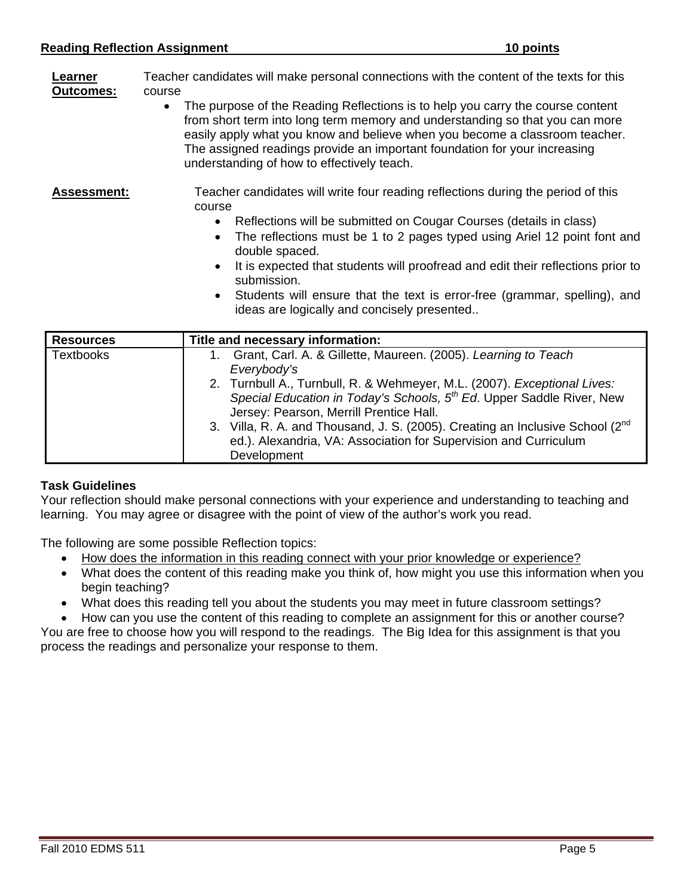**Reading Reflection Assignment** **10 points**

**Learner Outcomes:** Teacher candidates will make personal connections with the content of the texts for this course

- The purpose of the Reading Reflections is to help you carry the course content from short term into long term memory and understanding so that you can more easily apply what you know and believe when you become a classroom teacher. The assigned readings provide an important foundation for your increasing understanding of how to effectively teach.

**Assessment:** Teacher candidates will write four reading reflections during the period of this course

- Reflections will be submitted on Cougar Courses (details in class)
- The reflections must be 1 to 2 pages typed using Ariel 12 point font and double spaced.
- It is expected that students will proofread and edit their reflections prior to submission.
- Students will ensure that the text is error-free (grammar, spelling), and ideas are logically and concisely presented..

| Resources | Title and necessary information: |
|---|---|
| Textbooks | 1. Grant, Carl. A. & Gillette, Maureen. (2005). *Learning to Teach Everybody's*<br>2. Turnbull A., Turnbull, R. & Wehmeyer, M.L. (2007). *Exceptional Lives: Special Education in Today's Schools, 5th Ed*. Upper Saddle River, New Jersey: Pearson, Merrill Prentice Hall.<br>3. Villa, R. A. and Thousand, J. S. (2005). Creating an Inclusive School (2nd ed.). Alexandria, VA: Association for Supervision and Curriculum Development |

**Task Guidelines**

Your reflection should make personal connections with your experience and understanding to teaching and learning. You may agree or disagree with the point of view of the author's work you read.

The following are some possible Reflection topics:

- <u>How does the information in this reading connect with your prior knowledge or experience?</u>
- What does the content of this reading make you think of, how might you use this information when you begin teaching?
- What does this reading tell you about the students you may meet in future classroom settings?
- How can you use the content of this reading to complete an assignment for this or another course?

You are free to choose how you will respond to the readings. The Big Idea for this assignment is that you process the readings and personalize your response to them.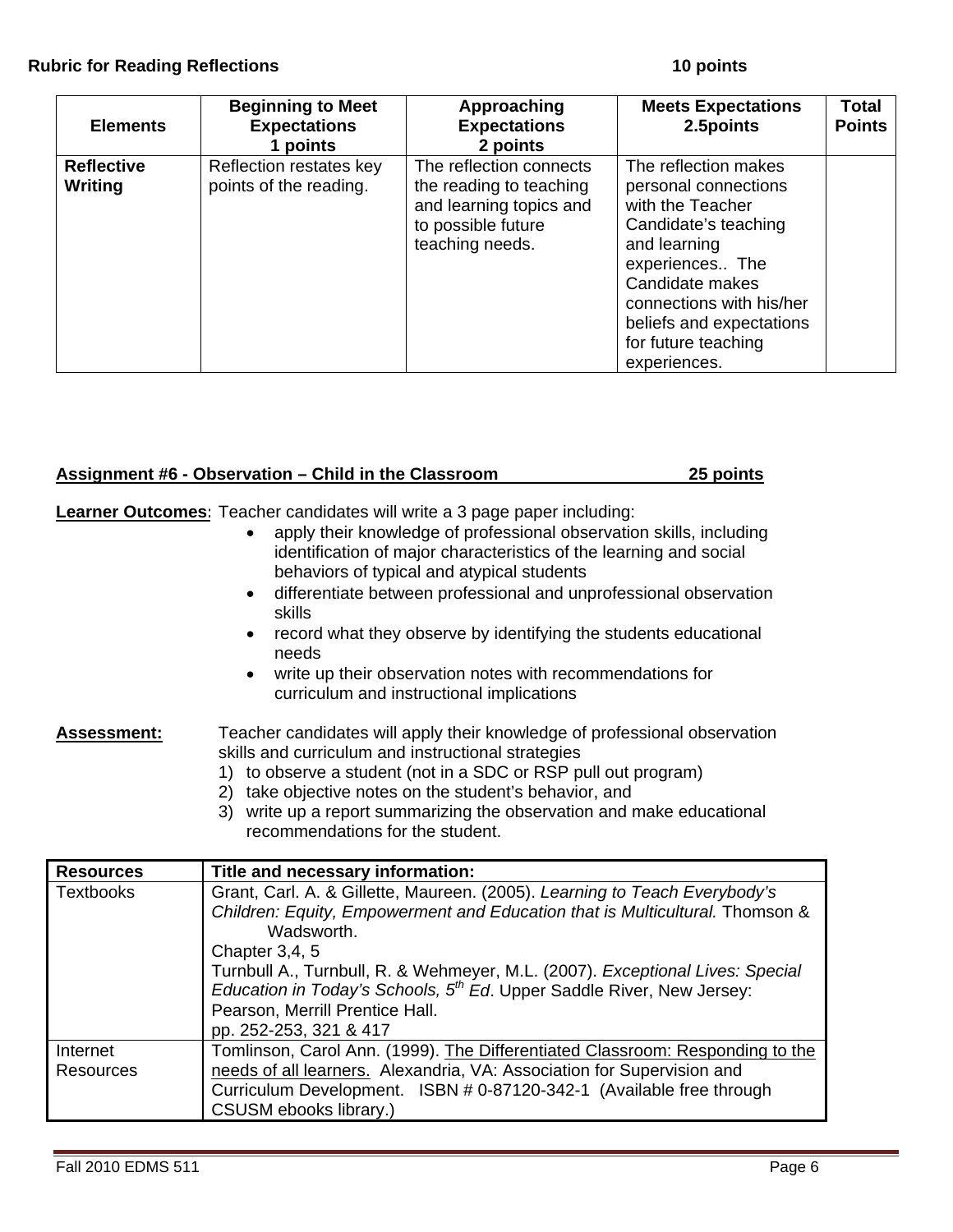**Rubric for Reading Reflections** **10 points**

| Elements | Beginning to Meet Expectations 1 points | Approaching Expectations 2 points | Meets Expectations 2.5points | Total Points |
|---|---|---|---|---|
| **Reflective Writing** | Reflection restates key points of the reading. | The reflection connects the reading to teaching and learning topics and to possible future teaching needs. | The reflection makes personal connections with the Teacher Candidate's teaching and learning experiences.. The Candidate makes connections with his/her beliefs and expectations for future teaching experiences. | |

**Assignment #6 - Observation – Child in the Classroom** **25 points**

**Learner Outcomes**: Teacher candidates will write a 3 page paper including:

- apply their knowledge of professional observation skills, including identification of major characteristics of the learning and social behaviors of typical and atypical students
- differentiate between professional and unprofessional observation skills
- record what they observe by identifying the students educational needs
- write up their observation notes with recommendations for curriculum and instructional implications

**Assessment:** Teacher candidates will apply their knowledge of professional observation skills and curriculum and instructional strategies

1) to observe a student (not in a SDC or RSP pull out program)
2) take objective notes on the student's behavior, and
3) write up a report summarizing the observation and make educational recommendations for the student.

| Resources | Title and necessary information: |
|---|---|
| Textbooks | Grant, Carl. A. & Gillette, Maureen. (2005). *Learning to Teach Everybody's Children: Equity, Empowerment and Education that is Multicultural.* Thomson & Wadsworth.<br>Chapter 3,4, 5<br>Turnbull A., Turnbull, R. & Wehmeyer, M.L. (2007). *Exceptional Lives: Special Education in Today's Schools, 5th Ed*. Upper Saddle River, New Jersey: Pearson, Merrill Prentice Hall.<br>pp. 252-253, 321 & 417 |
| Internet Resources | Tomlinson, Carol Ann. (1999). The Differentiated Classroom: Responding to the needs of all learners. Alexandria, VA: Association for Supervision and Curriculum Development. ISBN # 0-87120-342-1 (Available free through CSUSM ebooks library.) |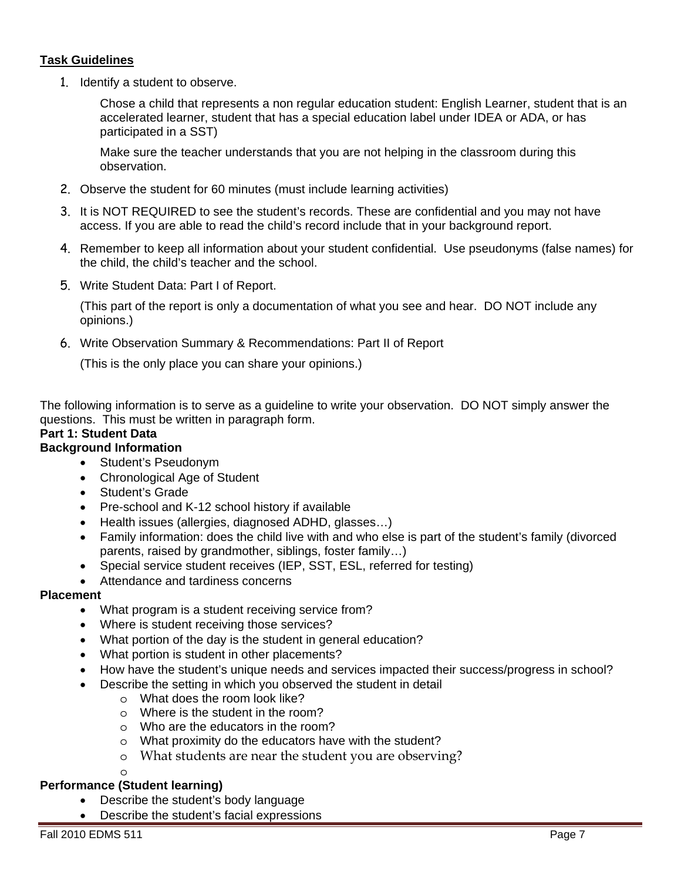**Task Guidelines**

1. Identify a student to observe.

   Chose a child that represents a non regular education student: English Learner, student that is an accelerated learner, student that has a special education label under IDEA or ADA, or has participated in a SST)

   Make sure the teacher understands that you are not helping in the classroom during this observation.

2. Observe the student for 60 minutes (must include learning activities)
3. It is NOT REQUIRED to see the student's records. These are confidential and you may not have access. If you are able to read the child's record include that in your background report.
4. Remember to keep all information about your student confidential. Use pseudonyms (false names) for the child, the child's teacher and the school.
5. Write Student Data: Part I of Report.

   (This part of the report is only a documentation of what you see and hear. DO NOT include any opinions.)

6. Write Observation Summary & Recommendations: Part II of Report

   (This is the only place you can share your opinions.)

The following information is to serve as a guideline to write your observation. DO NOT simply answer the questions. This must be written in paragraph form.

**Part 1: Student Data**

**Background Information**

- Student's Pseudonym
- Chronological Age of Student
- Student's Grade
- Pre-school and K-12 school history if available
- Health issues (allergies, diagnosed ADHD, glasses…)
- Family information: does the child live with and who else is part of the student's family (divorced parents, raised by grandmother, siblings, foster family…)
- Special service student receives (IEP, SST, ESL, referred for testing)
- Attendance and tardiness concerns

**Placement**

- What program is a student receiving service from?
- Where is student receiving those services?
- What portion of the day is the student in general education?
- What portion is student in other placements?
- How have the student's unique needs and services impacted their success/progress in school?
- Describe the setting in which you observed the student in detail
  - What does the room look like?
  - Where is the student in the room?
  - Who are the educators in the room?
  - What proximity do the educators have with the student?
  - What students are near the student you are observing?

**Performance (Student learning)**

- Describe the student's body language
- Describe the student's facial expressions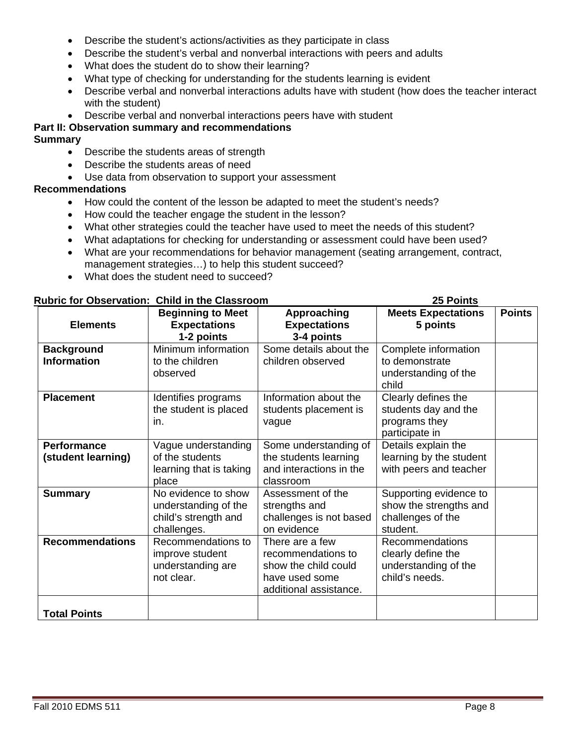- Describe the student's actions/activities as they participate in class
- Describe the student's verbal and nonverbal interactions with peers and adults
- What does the student do to show their learning?
- What type of checking for understanding for the students learning is evident
- Describe verbal and nonverbal interactions adults have with student (how does the teacher interact with the student)
- Describe verbal and nonverbal interactions peers have with student

**Part II: Observation summary and recommendations**

**Summary**

- Describe the students areas of strength
- Describe the students areas of need
- Use data from observation to support your assessment

**Recommendations**

- How could the content of the lesson be adapted to meet the student's needs?
- How could the teacher engage the student in the lesson?
- What other strategies could the teacher have used to meet the needs of this student?
- What adaptations for checking for understanding or assessment could have been used?
- What are your recommendations for behavior management (seating arrangement, contract, management strategies…) to help this student succeed?
- What does the student need to succeed?

**Rubric for Observation: Child in the Classroom** **25 Points**

| Elements | Beginning to Meet Expectations 1-2 points | Approaching Expectations 3-4 points | Meets Expectations 5 points | Points |
|---|---|---|---|---|
| **Background Information** | Minimum information to the children observed | Some details about the children observed | Complete information to demonstrate understanding of the child | |
| **Placement** | Identifies programs the student is placed in. | Information about the students placement is vague | Clearly defines the students day and the programs they participate in | |
| **Performance (student learning)** | Vague understanding of the students learning that is taking place | Some understanding of the students learning and interactions in the classroom | Details explain the learning by the student with peers and teacher | |
| **Summary** | No evidence to show understanding of the child's strength and challenges. | Assessment of the strengths and challenges is not based on evidence | Supporting evidence to show the strengths and challenges of the student. | |
| **Recommendations** | Recommendations to improve student understanding are not clear. | There are a few recommendations to show the child could have used some additional assistance. | Recommendations clearly define the understanding of the child's needs. | |
| **Total Points** | | | | |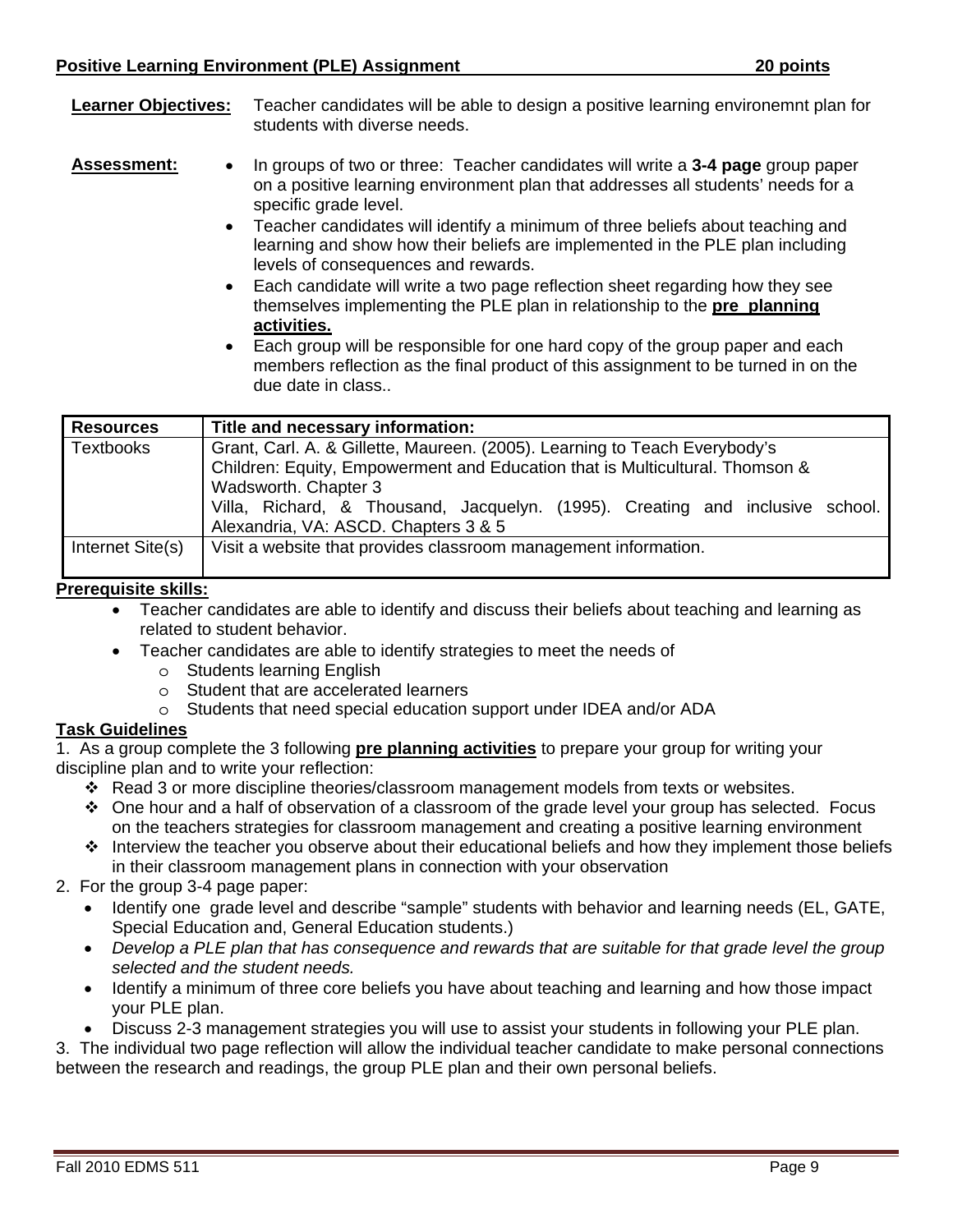**Positive Learning Environment (PLE) Assignment 20 points**

**Learner Objectives:** Teacher candidates will be able to design a positive learning environemnt plan for students with diverse needs.

**Assessment:**

- In groups of two or three: Teacher candidates will write a **3-4 page** group paper on a positive learning environment plan that addresses all students' needs for a specific grade level.
- Teacher candidates will identify a minimum of three beliefs about teaching and learning and show how their beliefs are implemented in the PLE plan including levels of consequences and rewards.
- Each candidate will write a two page reflection sheet regarding how they see themselves implementing the PLE plan in relationship to the **pre planning activities.**
- Each group will be responsible for one hard copy of the group paper and each members reflection as the final product of this assignment to be turned in on the due date in class..

| Resources | Title and necessary information: |
|---|---|
| Textbooks | Grant, Carl. A. & Gillette, Maureen. (2005). Learning to Teach Everybody's Children: Equity, Empowerment and Education that is Multicultural. Thomson & Wadsworth. Chapter 3<br>Villa, Richard, & Thousand, Jacquelyn. (1995). Creating and inclusive school. Alexandria, VA: ASCD. Chapters 3 & 5 |
| Internet Site(s) | Visit a website that provides classroom management information. |

**Prerequisite skills:**

- Teacher candidates are able to identify and discuss their beliefs about teaching and learning as related to student behavior.
- Teacher candidates are able to identify strategies to meet the needs of
  - Students learning English
  - Student that are accelerated learners
  - Students that need special education support under IDEA and/or ADA

**Task Guidelines**

1. As a group complete the 3 following **pre planning activities** to prepare your group for writing your discipline plan and to write your reflection:
   - Read 3 or more discipline theories/classroom management models from texts or websites.
   - One hour and a half of observation of a classroom of the grade level your group has selected. Focus on the teachers strategies for classroom management and creating a positive learning environment
   - Interview the teacher you observe about their educational beliefs and how they implement those beliefs in their classroom management plans in connection with your observation
2. For the group 3-4 page paper:
   - Identify one grade level and describe "sample" students with behavior and learning needs (EL, GATE, Special Education and, General Education students.)
   - *Develop a PLE plan that has consequence and rewards that are suitable for that grade level the group selected and the student needs.*
   - Identify a minimum of three core beliefs you have about teaching and learning and how those impact your PLE plan.
   - Discuss 2-3 management strategies you will use to assist your students in following your PLE plan.
3. The individual two page reflection will allow the individual teacher candidate to make personal connections between the research and readings, the group PLE plan and their own personal beliefs.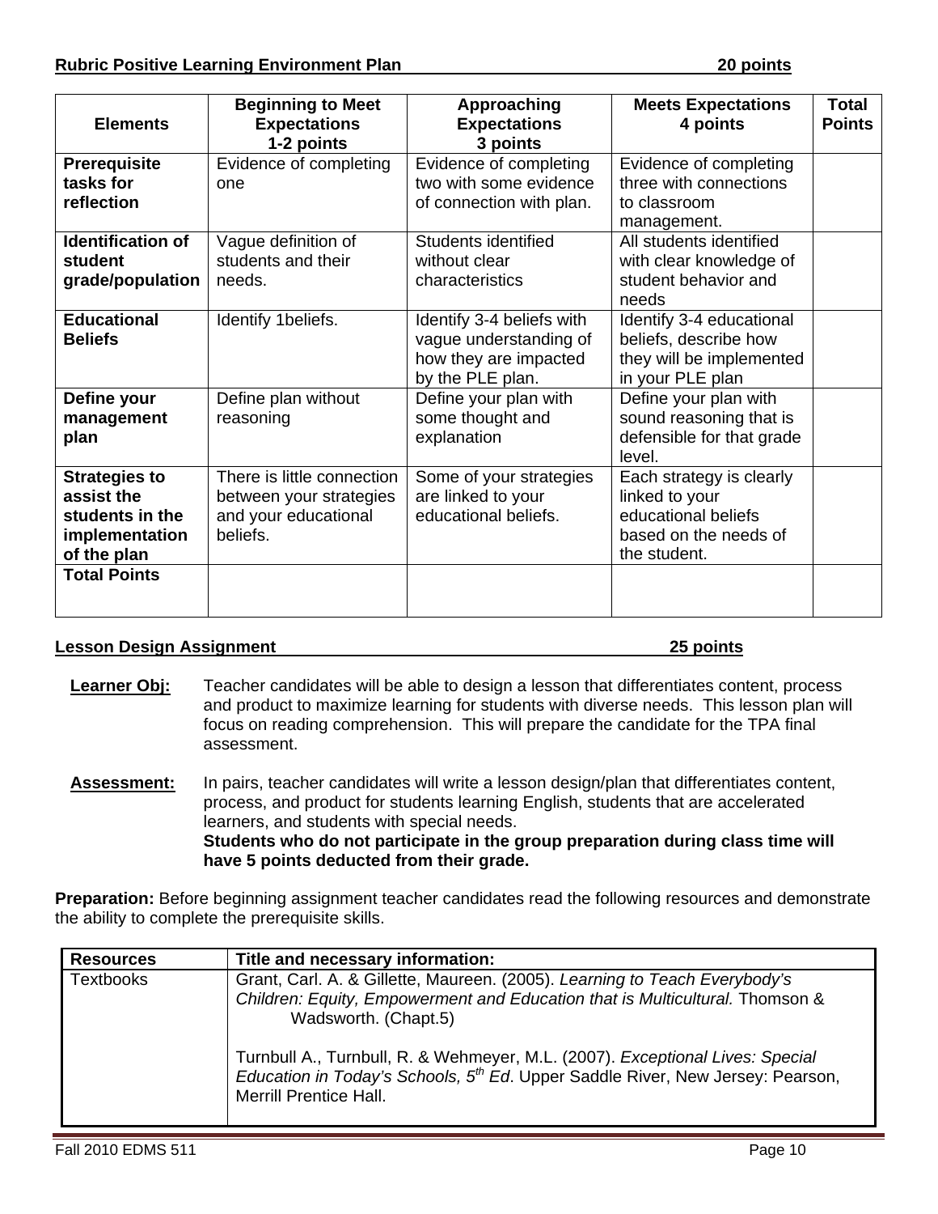**Rubric Positive Learning Environment Plan** **20 points**

| Elements | Beginning to Meet Expectations 1-2 points | Approaching Expectations 3 points | Meets Expectations 4 points | Total Points |
|---|---|---|---|---|
| **Prerequisite tasks for reflection** | Evidence of completing one | Evidence of completing two with some evidence of connection with plan. | Evidence of completing three with connections to classroom management. | |
| **Identification of student grade/population** | Vague definition of students and their needs. | Students identified without clear characteristics | All students identified with clear knowledge of student behavior and needs | |
| **Educational Beliefs** | Identify 1beliefs. | Identify 3-4 beliefs with vague understanding of how they are impacted by the PLE plan. | Identify 3-4 educational beliefs, describe how they will be implemented in your PLE plan | |
| **Define your management plan** | Define plan without reasoning | Define your plan with some thought and explanation | Define your plan with sound reasoning that is defensible for that grade level. | |
| **Strategies to assist the students in the implementation of the plan** | There is little connection between your strategies and your educational beliefs. | Some of your strategies are linked to your educational beliefs. | Each strategy is clearly linked to your educational beliefs based on the needs of the student. | |
| **Total Points** | | | | |

**Lesson Design Assignment** **25 points**

**Learner Obj:** Teacher candidates will be able to design a lesson that differentiates content, process and product to maximize learning for students with diverse needs. This lesson plan will focus on reading comprehension. This will prepare the candidate for the TPA final assessment.

**Assessment:** In pairs, teacher candidates will write a lesson design/plan that differentiates content, process, and product for students learning English, students that are accelerated learners, and students with special needs.
**Students who do not participate in the group preparation during class time will have 5 points deducted from their grade.**

**Preparation:** Before beginning assignment teacher candidates read the following resources and demonstrate the ability to complete the prerequisite skills.

| Resources | Title and necessary information: |
|---|---|
| Textbooks | Grant, Carl. A. & Gillette, Maureen. (2005). *Learning to Teach Everybody's Children: Equity, Empowerment and Education that is Multicultural.* Thomson & Wadsworth. (Chapt.5)<br><br>Turnbull A., Turnbull, R. & Wehmeyer, M.L. (2007). *Exceptional Lives: Special Education in Today's Schools, 5th Ed*. Upper Saddle River, New Jersey: Pearson, Merrill Prentice Hall. |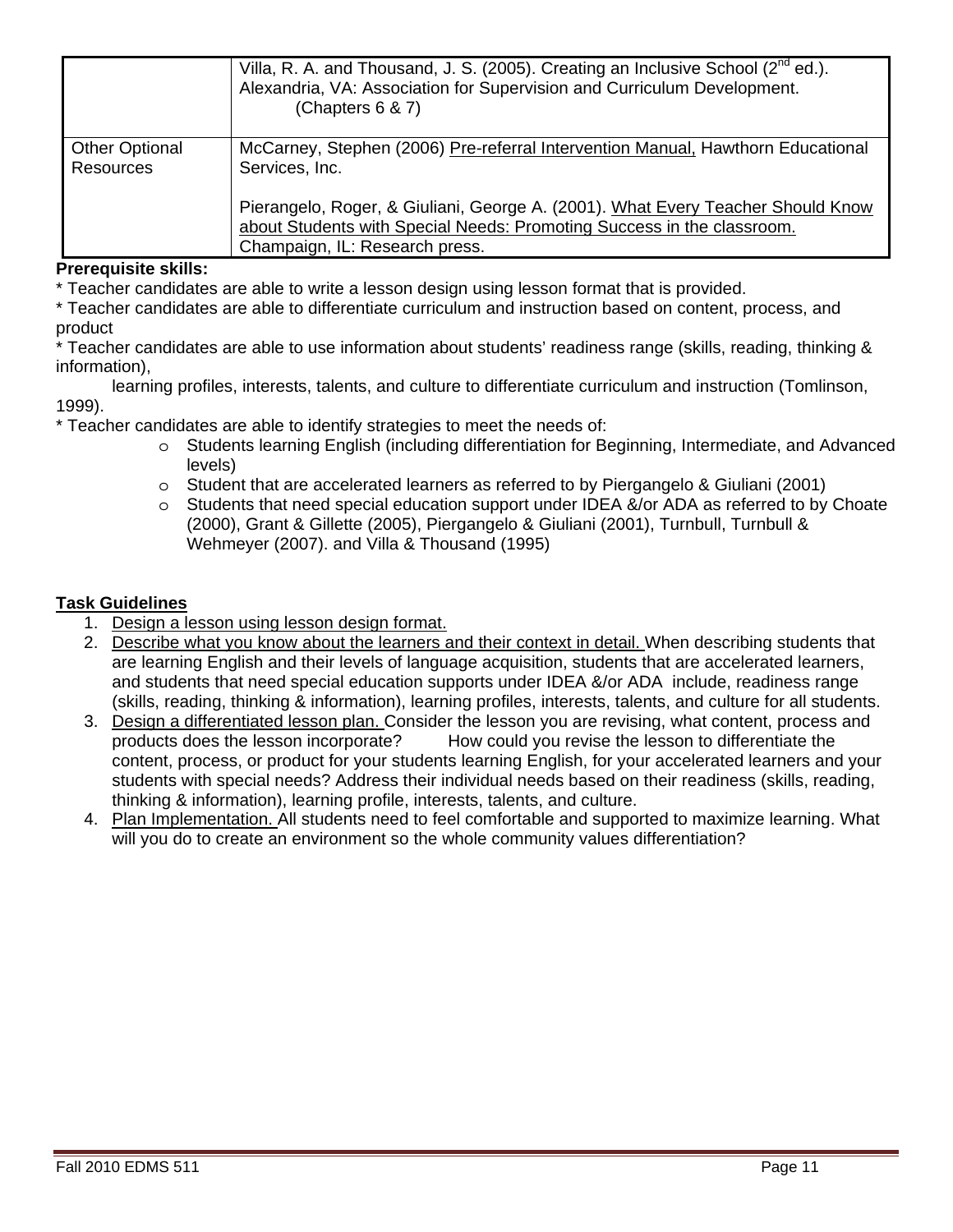| | |
|---|---|
| | Villa, R. A. and Thousand, J. S. (2005). Creating an Inclusive School (2nd ed.). Alexandria, VA: Association for Supervision and Curriculum Development. (Chapters 6 & 7) |
| Other Optional Resources | McCarney, Stephen (2006) <u>Pre-referral Intervention Manual,</u> Hawthorn Educational Services, Inc.<br><br>Pierangelo, Roger, & Giuliani, George A. (2001). <u>What Every Teacher Should Know about Students with Special Needs: Promoting Success in the classroom.</u> Champaign, IL: Research press. |

**Prerequisite skills:**

* Teacher candidates are able to write a lesson design using lesson format that is provided.
* Teacher candidates are able to differentiate curriculum and instruction based on content, process, and product
* Teacher candidates are able to use information about students' readiness range (skills, reading, thinking & information),
  learning profiles, interests, talents, and culture to differentiate curriculum and instruction (Tomlinson, 1999).
* Teacher candidates are able to identify strategies to meet the needs of:
  - Students learning English (including differentiation for Beginning, Intermediate, and Advanced levels)
  - Student that are accelerated learners as referred to by Piergangelo & Giuliani (2001)
  - Students that need special education support under IDEA &/or ADA as referred to by Choate (2000), Grant & Gillette (2005), Piergangelo & Giuliani (2001), Turnbull, Turnbull & Wehmeyer (2007). and Villa & Thousand (1995)

**<u>Task Guidelines</u>**

1. <u>Design a lesson using lesson design format.</u>
2. <u>Describe what you know about the learners and their context in detail.</u> When describing students that are learning English and their levels of language acquisition, students that are accelerated learners, and students that need special education supports under IDEA &/or ADA include, readiness range (skills, reading, thinking & information), learning profiles, interests, talents, and culture for all students.
3. <u>Design a differentiated lesson plan.</u> Consider the lesson you are revising, what content, process and products does the lesson incorporate? How could you revise the lesson to differentiate the content, process, or product for your students learning English, for your accelerated learners and your students with special needs? Address their individual needs based on their readiness (skills, reading, thinking & information), learning profile, interests, talents, and culture.
4. <u>Plan Implementation.</u> All students need to feel comfortable and supported to maximize learning. What will you do to create an environment so the whole community values differentiation?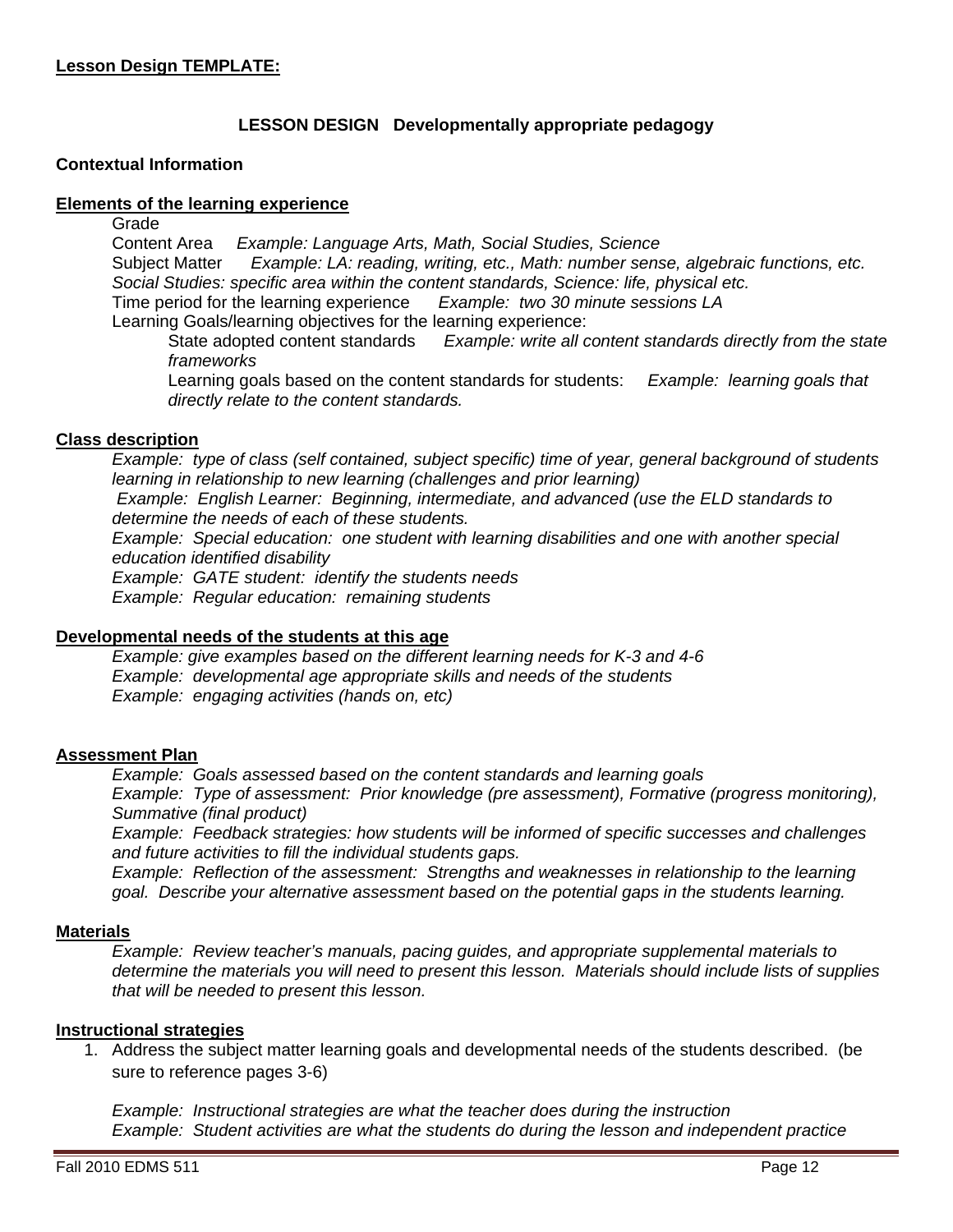**Lesson Design TEMPLATE:**

## LESSON DESIGN Developmentally appropriate pedagogy

**Contextual Information**

**Elements of the learning experience**

Grade

Content Area *Example: Language Arts, Math, Social Studies, Science*

Subject Matter *Example: LA: reading, writing, etc., Math: number sense, algebraic functions, etc. Social Studies: specific area within the content standards, Science: life, physical etc.*

Time period for the learning experience *Example: two 30 minute sessions LA*

Learning Goals/learning objectives for the learning experience:

> State adopted content standards *Example: write all content standards directly from the state frameworks*
>
> Learning goals based on the content standards for students: *Example: learning goals that directly relate to the content standards.*

**Class description**

*Example: type of class (self contained, subject specific) time of year, general background of students learning in relationship to new learning (challenges and prior learning)*

*Example: English Learner: Beginning, intermediate, and advanced (use the ELD standards to determine the needs of each of these students.*

*Example: Special education: one student with learning disabilities and one with another special education identified disability*

*Example: GATE student: identify the students needs*

*Example: Regular education: remaining students*

**Developmental needs of the students at this age**

*Example: give examples based on the different learning needs for K-3 and 4-6*

*Example: developmental age appropriate skills and needs of the students*

*Example: engaging activities (hands on, etc)*

**Assessment Plan**

*Example: Goals assessed based on the content standards and learning goals*

*Example: Type of assessment: Prior knowledge (pre assessment), Formative (progress monitoring), Summative (final product)*

*Example: Feedback strategies: how students will be informed of specific successes and challenges and future activities to fill the individual students gaps.*

*Example: Reflection of the assessment: Strengths and weaknesses in relationship to the learning goal. Describe your alternative assessment based on the potential gaps in the students learning.*

**Materials**

*Example: Review teacher's manuals, pacing guides, and appropriate supplemental materials to determine the materials you will need to present this lesson. Materials should include lists of supplies that will be needed to present this lesson.*

**Instructional strategies**

1. Address the subject matter learning goals and developmental needs of the students described. (be sure to reference pages 3-6)

   *Example: Instructional strategies are what the teacher does during the instruction*

   *Example: Student activities are what the students do during the lesson and independent practice*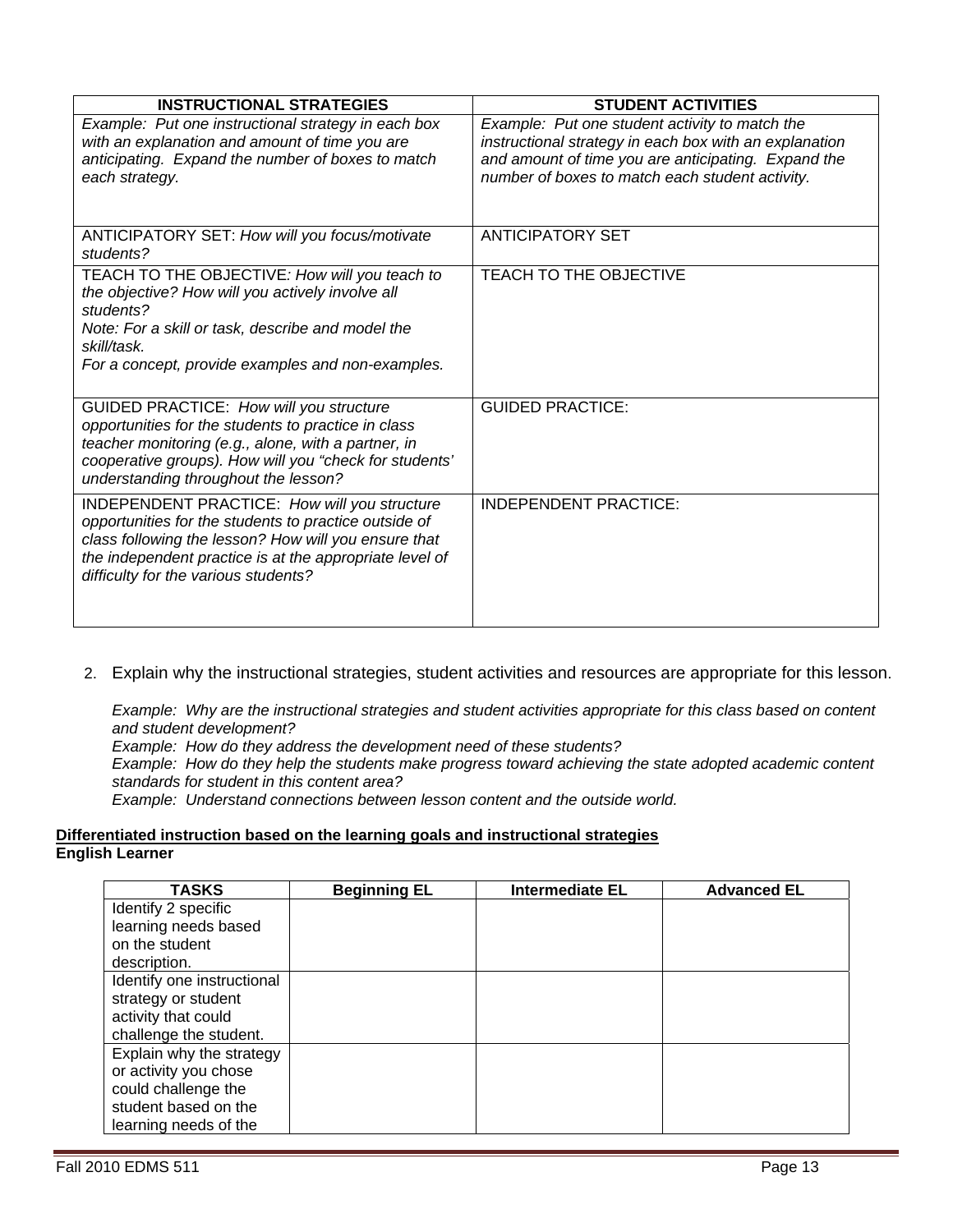| INSTRUCTIONAL STRATEGIES | STUDENT ACTIVITIES |
|---|---|
| *Example: Put one instructional strategy in each box with an explanation and amount of time you are anticipating. Expand the number of boxes to match each strategy.* | *Example: Put one student activity to match the instructional strategy in each box with an explanation and amount of time you are anticipating. Expand the number of boxes to match each student activity.* |
| ANTICIPATORY SET: *How will you focus/motivate students?* | ANTICIPATORY SET |
| TEACH TO THE OBJECTIVE*: How will you teach to the objective? How will you actively involve all students?*<br>*Note: For a skill or task, describe and model the skill/task.*<br>*For a concept, provide examples and non-examples.* | TEACH TO THE OBJECTIVE |
| GUIDED PRACTICE: *How will you structure opportunities for the students to practice in class teacher monitoring (e.g., alone, with a partner, in cooperative groups). How will you "check for students' understanding throughout the lesson?* | GUIDED PRACTICE: |
| INDEPENDENT PRACTICE: *How will you structure opportunities for the students to practice outside of class following the lesson? How will you ensure that the independent practice is at the appropriate level of difficulty for the various students?* | INDEPENDENT PRACTICE: |

2. Explain why the instructional strategies, student activities and resources are appropriate for this lesson.

   *Example: Why are the instructional strategies and student activities appropriate for this class based on content and student development?*
   *Example: How do they address the development need of these students?*
   *Example: How do they help the students make progress toward achieving the state adopted academic content standards for student in this content area?*
   *Example: Understand connections between lesson content and the outside world.*

**<u>Differentiated instruction based on the learning goals and instructional strategies</u>**
**English Learner**

| TASKS | Beginning EL | Intermediate EL | Advanced EL |
|---|---|---|---|
| Identify 2 specific learning needs based on the student description. | | | |
| Identify one instructional strategy or student activity that could challenge the student. | | | |
| Explain why the strategy or activity you chose could challenge the student based on the learning needs of the | | | |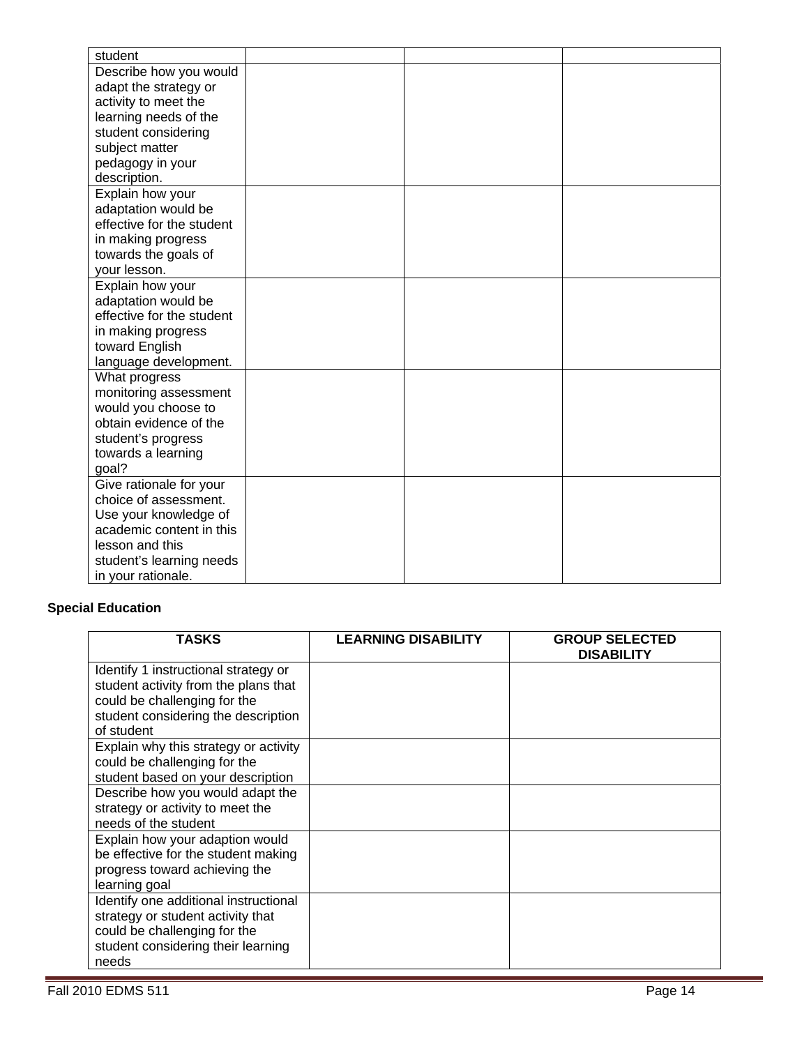| | | | |
|---|---|---|---|
| student | | | |
| Describe how you would adapt the strategy or activity to meet the learning needs of the student considering subject matter pedagogy in your description. | | | |
| Explain how your adaptation would be effective for the student in making progress towards the goals of your lesson. | | | |
| Explain how your adaptation would be effective for the student in making progress toward English language development. | | | |
| What progress monitoring assessment would you choose to obtain evidence of the student's progress towards a learning goal? | | | |
| Give rationale for your choice of assessment. Use your knowledge of academic content in this lesson and this student's learning needs in your rationale. | | | |

**Special Education**

| TASKS | LEARNING DISABILITY | GROUP SELECTED DISABILITY |
|---|---|---|
| Identify 1 instructional strategy or student activity from the plans that could be challenging for the student considering the description of student | | |
| Explain why this strategy or activity could be challenging for the student based on your description | | |
| Describe how you would adapt the strategy or activity to meet the needs of the student | | |
| Explain how your adaption would be effective for the student making progress toward achieving the learning goal | | |
| Identify one additional instructional strategy or student activity that could be challenging for the student considering their learning needs | | |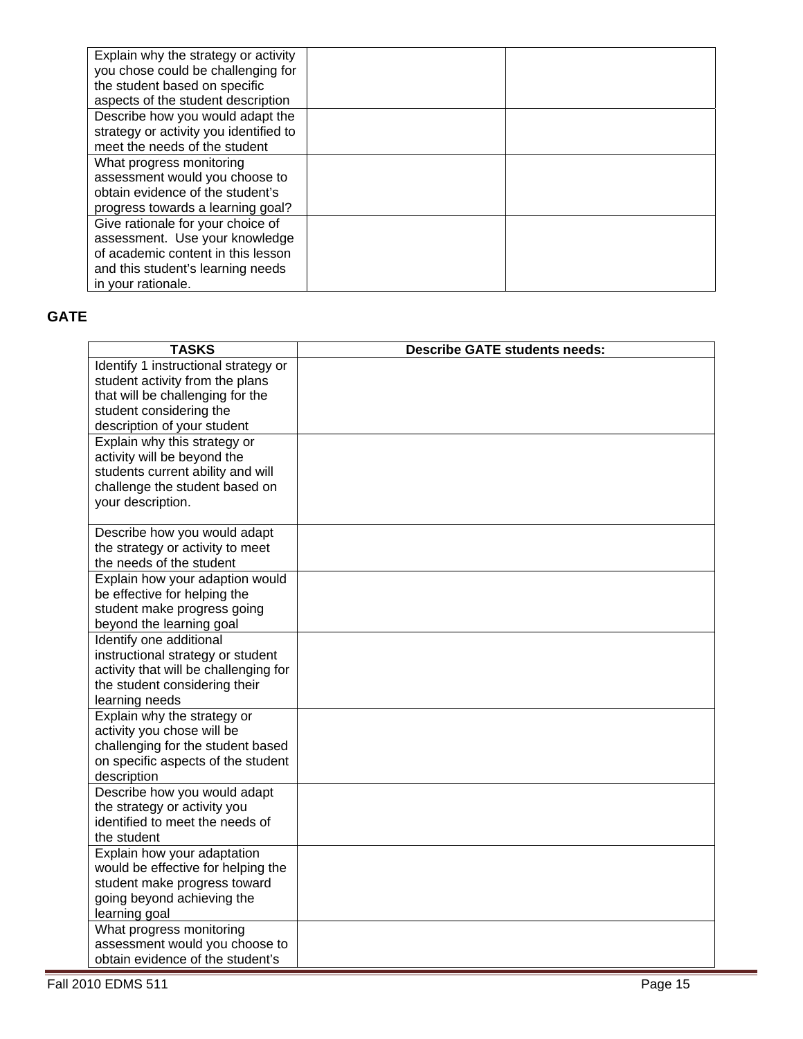| | | |
|---|---|---|
| Explain why the strategy or activity you chose could be challenging for the student based on specific aspects of the student description | | |
| Describe how you would adapt the strategy or activity you identified to meet the needs of the student | | |
| What progress monitoring assessment would you choose to obtain evidence of the student's progress towards a learning goal? | | |
| Give rationale for your choice of assessment. Use your knowledge of academic content in this lesson and this student's learning needs in your rationale. | | |

**GATE**

| TASKS | Describe GATE students needs: |
|---|---|
| Identify 1 instructional strategy or student activity from the plans that will be challenging for the student considering the description of your student | |
| Explain why this strategy or activity will be beyond the students current ability and will challenge the student based on your description. | |
| Describe how you would adapt the strategy or activity to meet the needs of the student | |
| Explain how your adaption would be effective for helping the student make progress going beyond the learning goal | |
| Identify one additional instructional strategy or student activity that will be challenging for the student considering their learning needs | |
| Explain why the strategy or activity you chose will be challenging for the student based on specific aspects of the student description | |
| Describe how you would adapt the strategy or activity you identified to meet the needs of the student | |
| Explain how your adaptation would be effective for helping the student make progress toward going beyond achieving the learning goal | |
| What progress monitoring assessment would you choose to obtain evidence of the student's | |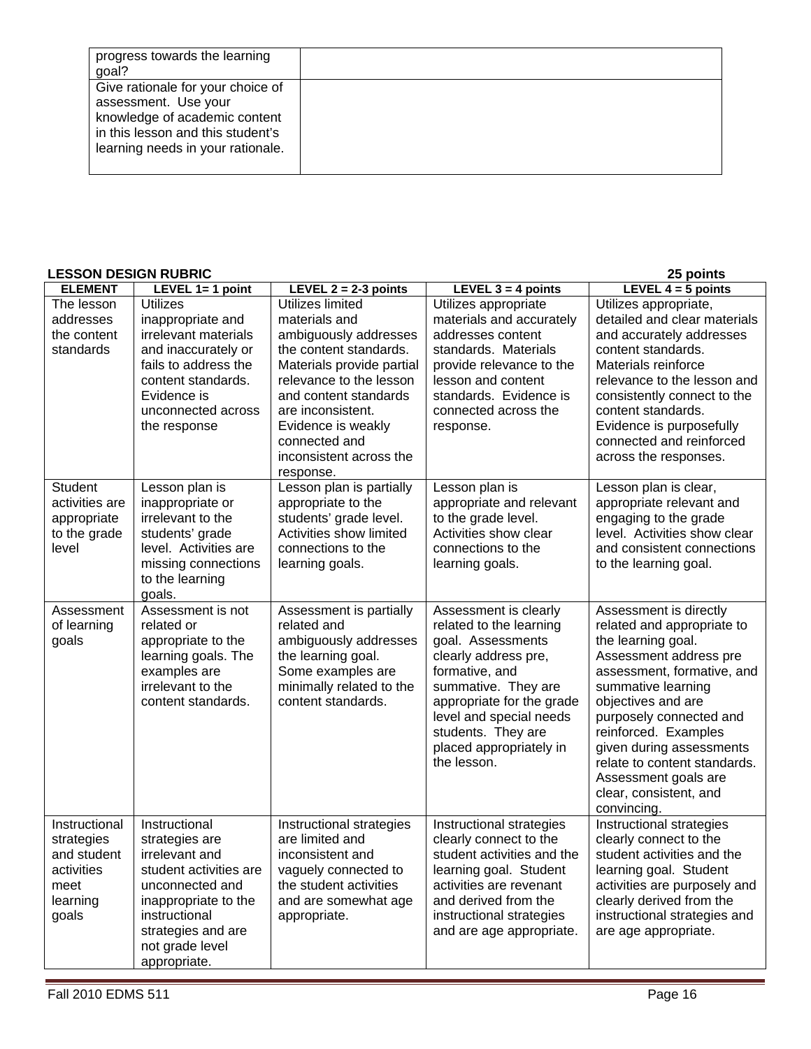| | |
|---|---|
| progress towards the learning goal? | |
| Give rationale for your choice of assessment. Use your knowledge of academic content in this lesson and this student's learning needs in your rationale. | |

**LESSON DESIGN RUBRIC** **25 points**

| ELEMENT | LEVEL 1= 1 point | LEVEL 2 = 2-3 points | LEVEL 3 = 4 points | LEVEL 4 = 5 points |
|---|---|---|---|---|
| The lesson addresses the content standards | Utilizes inappropriate and irrelevant materials and inaccurately or fails to address the content standards. Evidence is unconnected across the response | Utilizes limited materials and ambiguously addresses the content standards. Materials provide partial relevance to the lesson and content standards are inconsistent. Evidence is weakly connected and inconsistent across the response. | Utilizes appropriate materials and accurately addresses content standards. Materials provide relevance to the lesson and content standards. Evidence is connected across the response. | Utilizes appropriate, detailed and clear materials and accurately addresses content standards. Materials reinforce relevance to the lesson and consistently connect to the content standards. Evidence is purposefully connected and reinforced across the responses. |
| Student activities are appropriate to the grade level | Lesson plan is inappropriate or irrelevant to the students' grade level. Activities are missing connections to the learning goals. | Lesson plan is partially appropriate to the students' grade level. Activities show limited connections to the learning goals. | Lesson plan is appropriate and relevant to the grade level. Activities show clear connections to the learning goals. | Lesson plan is clear, appropriate relevant and engaging to the grade level. Activities show clear and consistent connections to the learning goal. |
| Assessment of learning goals | Assessment is not related or appropriate to the learning goals. The examples are irrelevant to the content standards. | Assessment is partially related and ambiguously addresses the learning goal. Some examples are minimally related to the content standards. | Assessment is clearly related to the learning goal. Assessments clearly address pre, formative, and summative. They are appropriate for the grade level and special needs students. They are placed appropriately in the lesson. | Assessment is directly related and appropriate to the learning goal. Assessment address pre assessment, formative, and summative learning objectives and are purposely connected and reinforced. Examples given during assessments relate to content standards. Assessment goals are clear, consistent, and convincing. |
| Instructional strategies and student activities meet learning goals | Instructional strategies are irrelevant and student activities are unconnected and inappropriate to the instructional strategies and are not grade level appropriate. | Instructional strategies are limited and inconsistent and vaguely connected to the student activities and are somewhat age appropriate. | Instructional strategies clearly connect to the student activities and the learning goal. Student activities are revenant and derived from the instructional strategies and are age appropriate. | Instructional strategies clearly connect to the student activities and the learning goal. Student activities are purposely and clearly derived from the instructional strategies and are age appropriate. |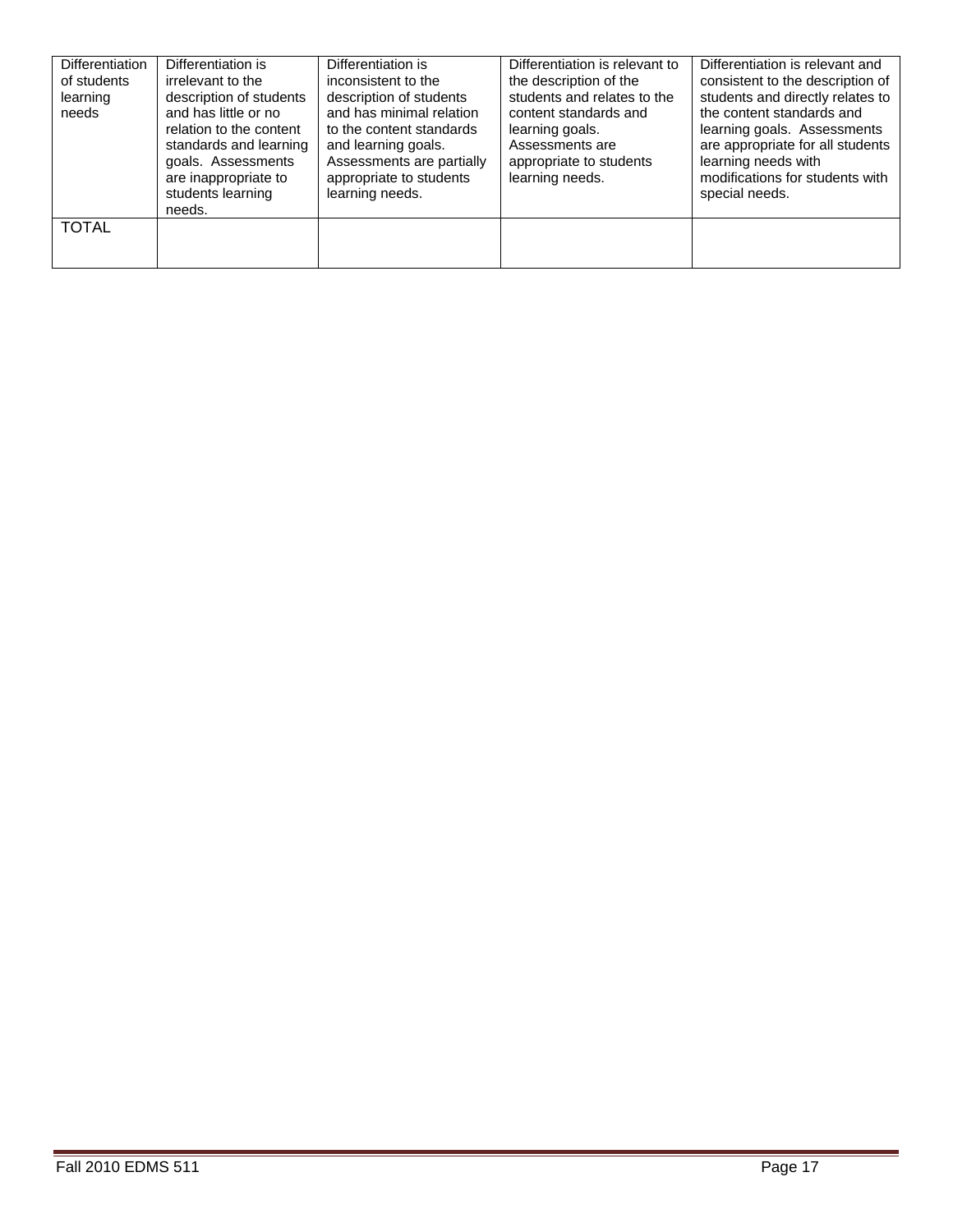| | | | | |
|---|---|---|---|---|
| Differentiation of students learning needs | Differentiation is irrelevant to the description of students and has little or no relation to the content standards and learning goals. Assessments are inappropriate to students learning needs. | Differentiation is inconsistent to the description of students and has minimal relation to the content standards and learning goals. Assessments are partially appropriate to students learning needs. | Differentiation is relevant to the description of the students and relates to the content standards and learning goals. Assessments are appropriate to students learning needs. | Differentiation is relevant and consistent to the description of students and directly relates to the content standards and learning goals. Assessments are appropriate for all students learning needs with modifications for students with special needs. |
| TOTAL | | | | |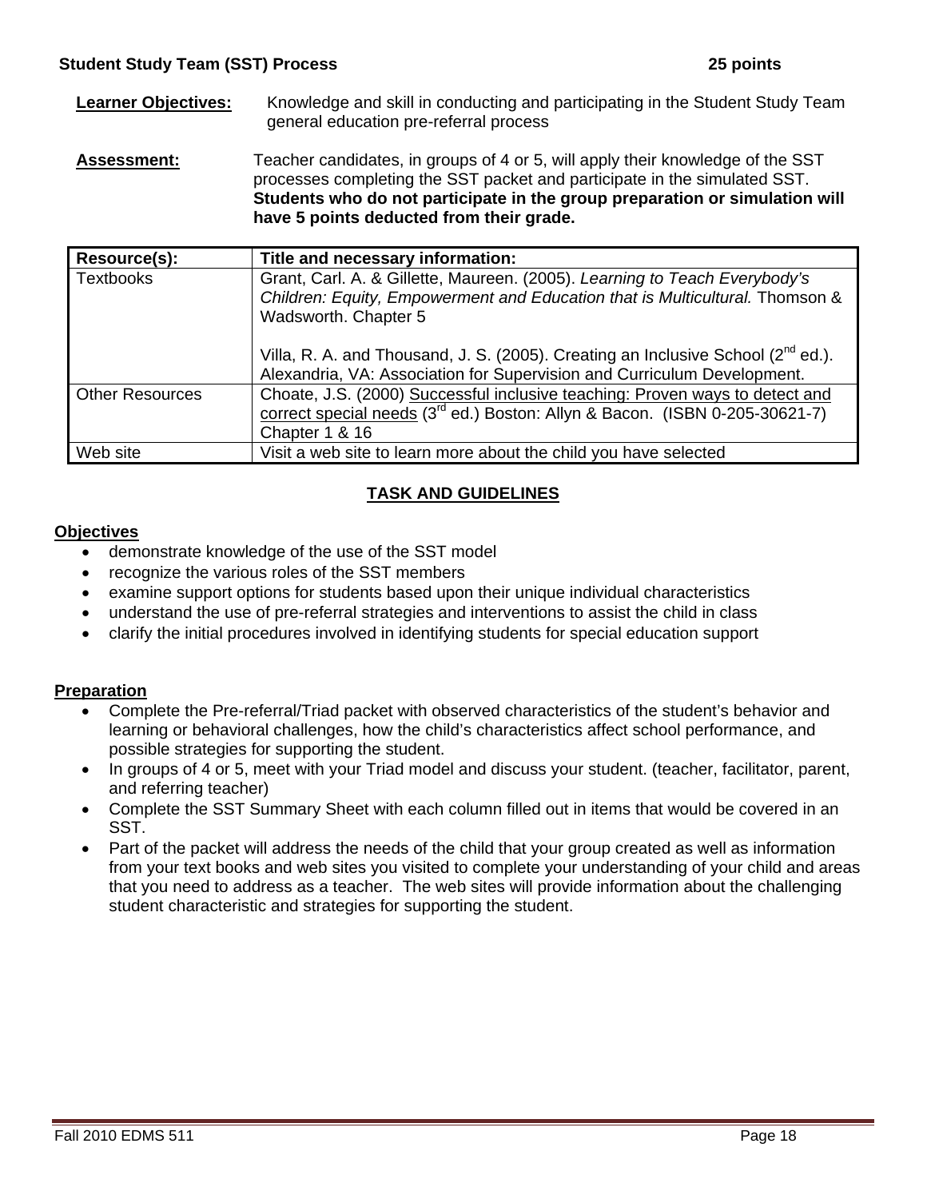**Student Study Team (SST) Process 25 points**

**Learner Objectives:** Knowledge and skill in conducting and participating in the Student Study Team general education pre-referral process

**Assessment:** Teacher candidates, in groups of 4 or 5, will apply their knowledge of the SST processes completing the SST packet and participate in the simulated SST. **Students who do not participate in the group preparation or simulation will have 5 points deducted from their grade.**

| Resource(s): | Title and necessary information: |
|---|---|
| Textbooks | Grant, Carl. A. & Gillette, Maureen. (2005). *Learning to Teach Everybody's Children: Equity, Empowerment and Education that is Multicultural.* Thomson & Wadsworth. Chapter 5<br><br>Villa, R. A. and Thousand, J. S. (2005). Creating an Inclusive School (2nd ed.). Alexandria, VA: Association for Supervision and Curriculum Development. |
| Other Resources | Choate, J.S. (2000) Successful inclusive teaching: Proven ways to detect and correct special needs (3rd ed.) Boston: Allyn & Bacon. (ISBN 0-205-30621-7) Chapter 1 & 16 |
| Web site | Visit a web site to learn more about the child you have selected |

## TASK AND GUIDELINES

**Objectives**

- demonstrate knowledge of the use of the SST model
- recognize the various roles of the SST members
- examine support options for students based upon their unique individual characteristics
- understand the use of pre-referral strategies and interventions to assist the child in class
- clarify the initial procedures involved in identifying students for special education support

**Preparation**

- Complete the Pre-referral/Triad packet with observed characteristics of the student's behavior and learning or behavioral challenges, how the child's characteristics affect school performance, and possible strategies for supporting the student.
- In groups of 4 or 5, meet with your Triad model and discuss your student. (teacher, facilitator, parent, and referring teacher)
- Complete the SST Summary Sheet with each column filled out in items that would be covered in an SST.
- Part of the packet will address the needs of the child that your group created as well as information from your text books and web sites you visited to complete your understanding of your child and areas that you need to address as a teacher. The web sites will provide information about the challenging student characteristic and strategies for supporting the student.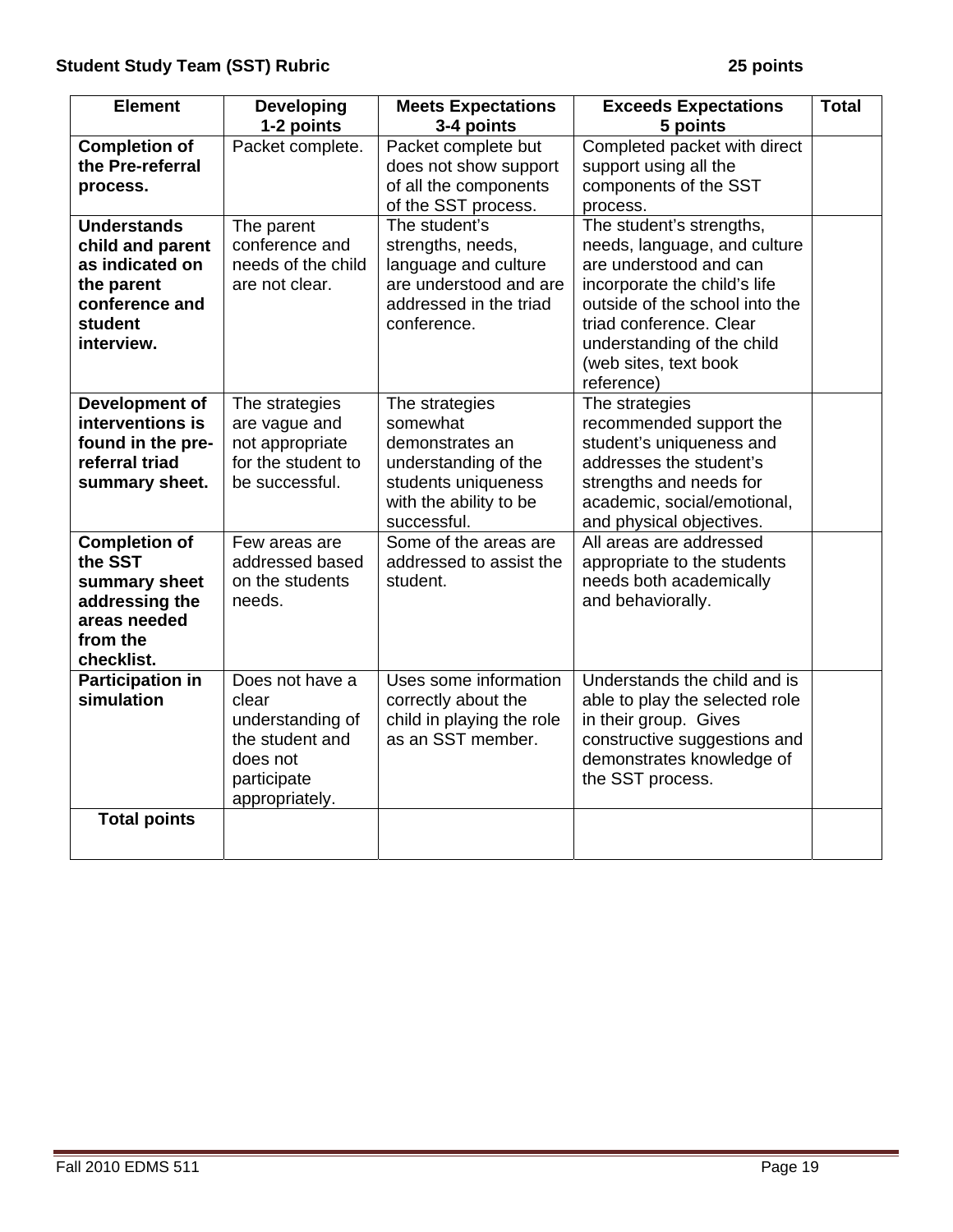**Student Study Team (SST) Rubric** **25 points**

| Element | Developing 1-2 points | Meets Expectations 3-4 points | Exceeds Expectations 5 points | Total |
|---|---|---|---|---|
| **Completion of the Pre-referral process.** | Packet complete. | Packet complete but does not show support of all the components of the SST process. | Completed packet with direct support using all the components of the SST process. | |
| **Understands child and parent as indicated on the parent conference and student interview.** | The parent conference and needs of the child are not clear. | The student's strengths, needs, language and culture are understood and are addressed in the triad conference. | The student's strengths, needs, language, and culture are understood and can incorporate the child's life outside of the school into the triad conference. Clear understanding of the child (web sites, text book reference) | |
| **Development of interventions is found in the pre-referral triad summary sheet.** | The strategies are vague and not appropriate for the student to be successful. | The strategies somewhat demonstrates an understanding of the students uniqueness with the ability to be successful. | The strategies recommended support the student's uniqueness and addresses the student's strengths and needs for academic, social/emotional, and physical objectives. | |
| **Completion of the SST summary sheet addressing the areas needed from the checklist.** | Few areas are addressed based on the students needs. | Some of the areas are addressed to assist the student. | All areas are addressed appropriate to the students needs both academically and behaviorally. | |
| **Participation in simulation** | Does not have a clear understanding of the student and does not participate appropriately. | Uses some information correctly about the child in playing the role as an SST member. | Understands the child and is able to play the selected role in their group. Gives constructive suggestions and demonstrates knowledge of the SST process. | |
| **Total points** | | | | |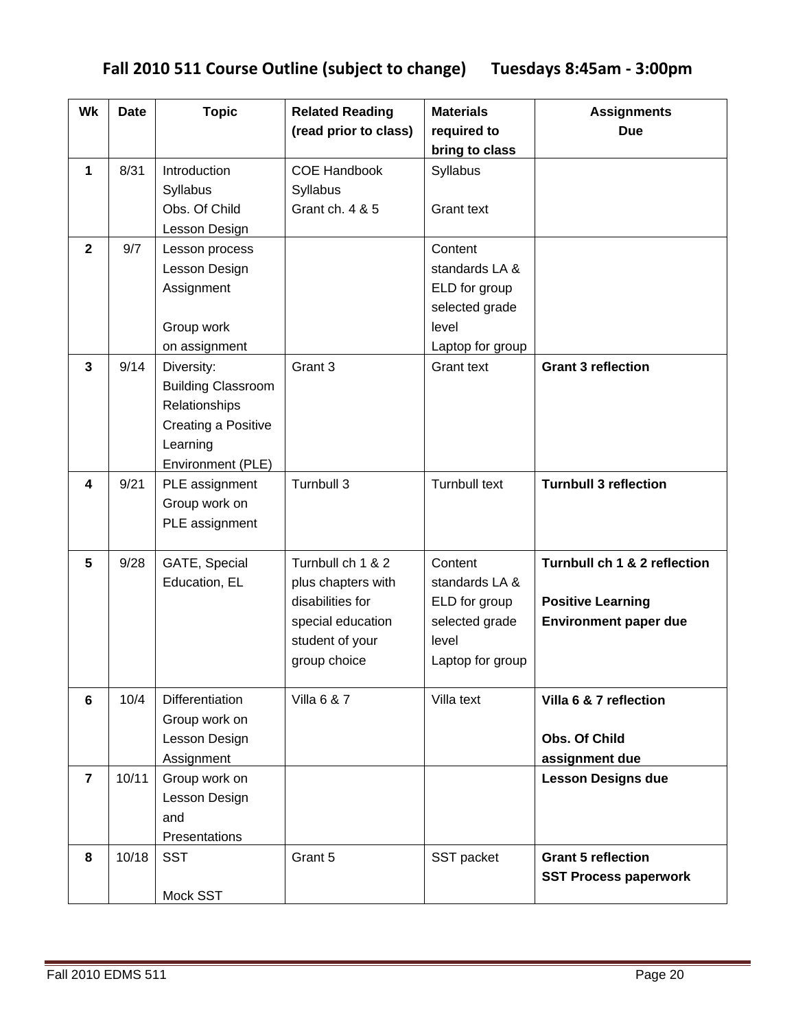## Fall 2010 511 Course Outline (subject to change)      Tuesdays 8:45am - 3:00pm

| Wk | Date | Topic | Related Reading (read prior to class) | Materials required to bring to class | Assignments Due |
|---|---|---|---|---|---|
| 1 | 8/31 | Introduction<br>Syllabus<br>Obs. Of Child<br>Lesson Design | COE Handbook<br>Syllabus<br>Grant ch. 4 & 5 | Syllabus<br><br>Grant text | |
| 2 | 9/7 | Lesson process<br>Lesson Design Assignment<br><br>Group work on assignment | | Content standards LA & ELD for group selected grade level<br>Laptop for group | |
| 3 | 9/14 | Diversity:<br>Building Classroom Relationships<br>Creating a Positive Learning Environment (PLE) | Grant 3 | Grant text | **Grant 3 reflection** |
| 4 | 9/21 | PLE assignment<br>Group work on PLE assignment | Turnbull 3 | Turnbull text | **Turnbull 3 reflection** |
| 5 | 9/28 | GATE, Special Education, EL | Turnbull ch 1 & 2 plus chapters with disabilities for special education student of your group choice | Content standards LA & ELD for group selected grade level<br>Laptop for group | **Turnbull ch 1 & 2 reflection**<br><br>**Positive Learning Environment paper due** |
| 6 | 10/4 | Differentiation<br>Group work on Lesson Design Assignment | Villa 6 & 7 | Villa text | **Villa 6 & 7 reflection**<br><br>**Obs. Of Child assignment due** |
| 7 | 10/11 | Group work on Lesson Design and Presentations | | | **Lesson Designs due** |
| 8 | 10/18 | SST<br><br>Mock SST | Grant 5 | SST packet | **Grant 5 reflection**<br>**SST Process paperwork** |